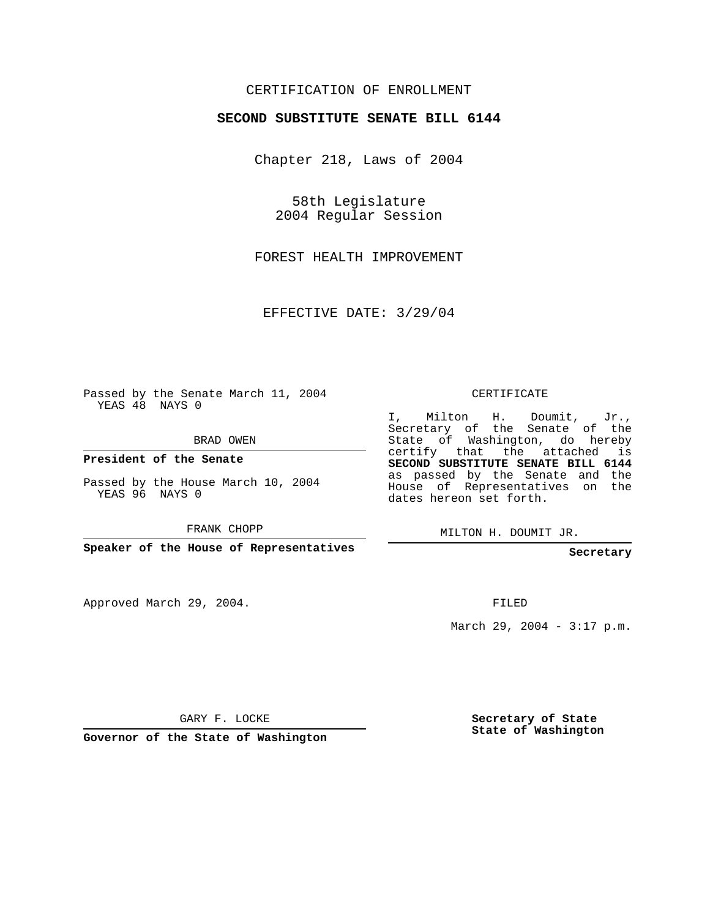CERTIFICATION OF ENROLLMENT

**SECOND SUBSTITUTE SENATE BILL 6144**

Chapter 218, Laws of 2004

58th Legislature
2004 Regular Session

FOREST HEALTH IMPROVEMENT

EFFECTIVE DATE: 3/29/04

Passed by the Senate March 11, 2004
YEAS 48 NAYS 0

BRAD OWEN

**President of the Senate**

Passed by the House March 10, 2004
YEAS 96 NAYS 0

FRANK CHOPP

**Speaker of the House of Representatives**

CERTIFICATE

I, Milton H. Doumit, Jr., Secretary of the Senate of the State of Washington, do hereby certify that the attached is **SECOND SUBSTITUTE SENATE BILL 6144** as passed by the Senate and the House of Representatives on the dates hereon set forth.

MILTON H. DOUMIT JR.

**Secretary**

Approved March 29, 2004.

FILED

March 29, 2004 - 3:17 p.m.

GARY F. LOCKE

**Governor of the State of Washington**

**Secretary of State**
**State of Washington**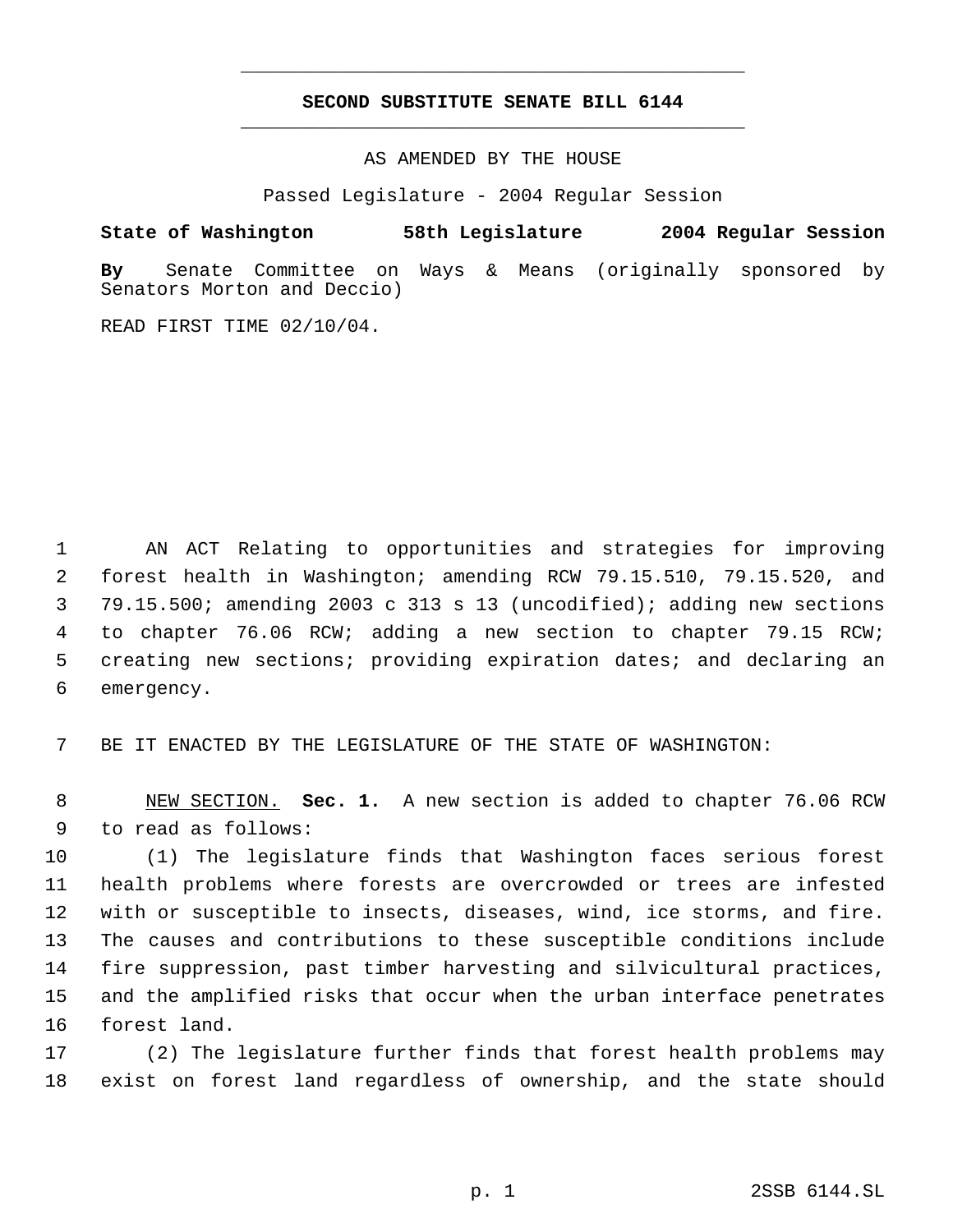# SECOND SUBSTITUTE SENATE BILL 6144

AS AMENDED BY THE HOUSE

Passed Legislature - 2004 Regular Session

**State of Washington 58th Legislature 2004 Regular Session**

**By** Senate Committee on Ways & Means (originally sponsored by Senators Morton and Deccio)

READ FIRST TIME 02/10/04.

AN ACT Relating to opportunities and strategies for improving forest health in Washington; amending RCW 79.15.510, 79.15.520, and 79.15.500; amending 2003 c 313 s 13 (uncodified); adding new sections to chapter 76.06 RCW; adding a new section to chapter 79.15 RCW; creating new sections; providing expiration dates; and declaring an emergency.

BE IT ENACTED BY THE LEGISLATURE OF THE STATE OF WASHINGTON:

NEW SECTION. **Sec. 1.** A new section is added to chapter 76.06 RCW to read as follows:

(1) The legislature finds that Washington faces serious forest health problems where forests are overcrowded or trees are infested with or susceptible to insects, diseases, wind, ice storms, and fire. The causes and contributions to these susceptible conditions include fire suppression, past timber harvesting and silvicultural practices, and the amplified risks that occur when the urban interface penetrates forest land.

(2) The legislature further finds that forest health problems may exist on forest land regardless of ownership, and the state should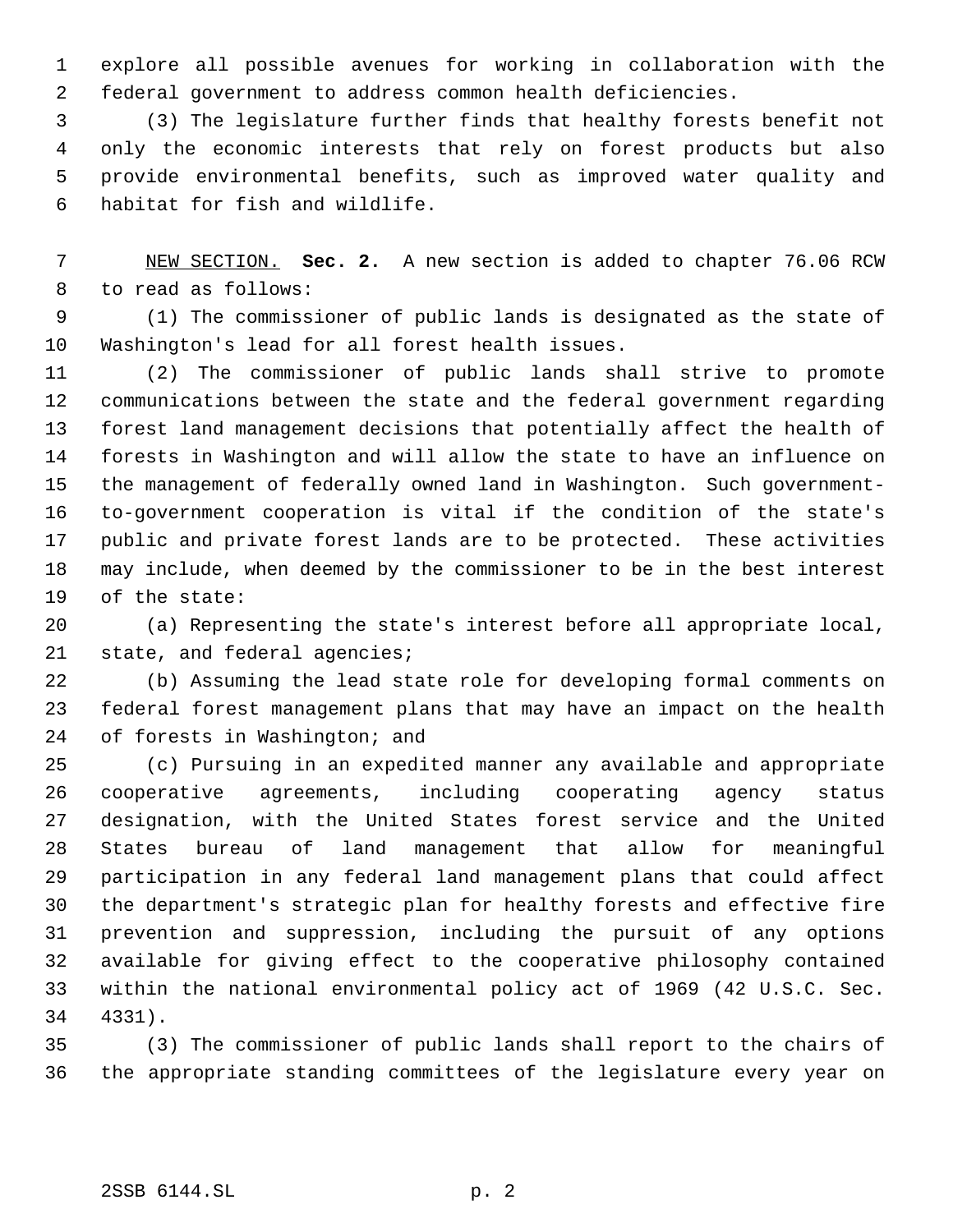explore all possible avenues for working in collaboration with the federal government to address common health deficiencies.

(3) The legislature further finds that healthy forests benefit not only the economic interests that rely on forest products but also provide environmental benefits, such as improved water quality and habitat for fish and wildlife.

NEW SECTION. **Sec. 2.** A new section is added to chapter 76.06 RCW to read as follows:

(1) The commissioner of public lands is designated as the state of Washington's lead for all forest health issues.

(2) The commissioner of public lands shall strive to promote communications between the state and the federal government regarding forest land management decisions that potentially affect the health of forests in Washington and will allow the state to have an influence on the management of federally owned land in Washington. Such government-to-government cooperation is vital if the condition of the state's public and private forest lands are to be protected. These activities may include, when deemed by the commissioner to be in the best interest of the state:

(a) Representing the state's interest before all appropriate local, state, and federal agencies;

(b) Assuming the lead state role for developing formal comments on federal forest management plans that may have an impact on the health of forests in Washington; and

(c) Pursuing in an expedited manner any available and appropriate cooperative agreements, including cooperating agency status designation, with the United States forest service and the United States bureau of land management that allow for meaningful participation in any federal land management plans that could affect the department's strategic plan for healthy forests and effective fire prevention and suppression, including the pursuit of any options available for giving effect to the cooperative philosophy contained within the national environmental policy act of 1969 (42 U.S.C. Sec. 4331).

(3) The commissioner of public lands shall report to the chairs of the appropriate standing committees of the legislature every year on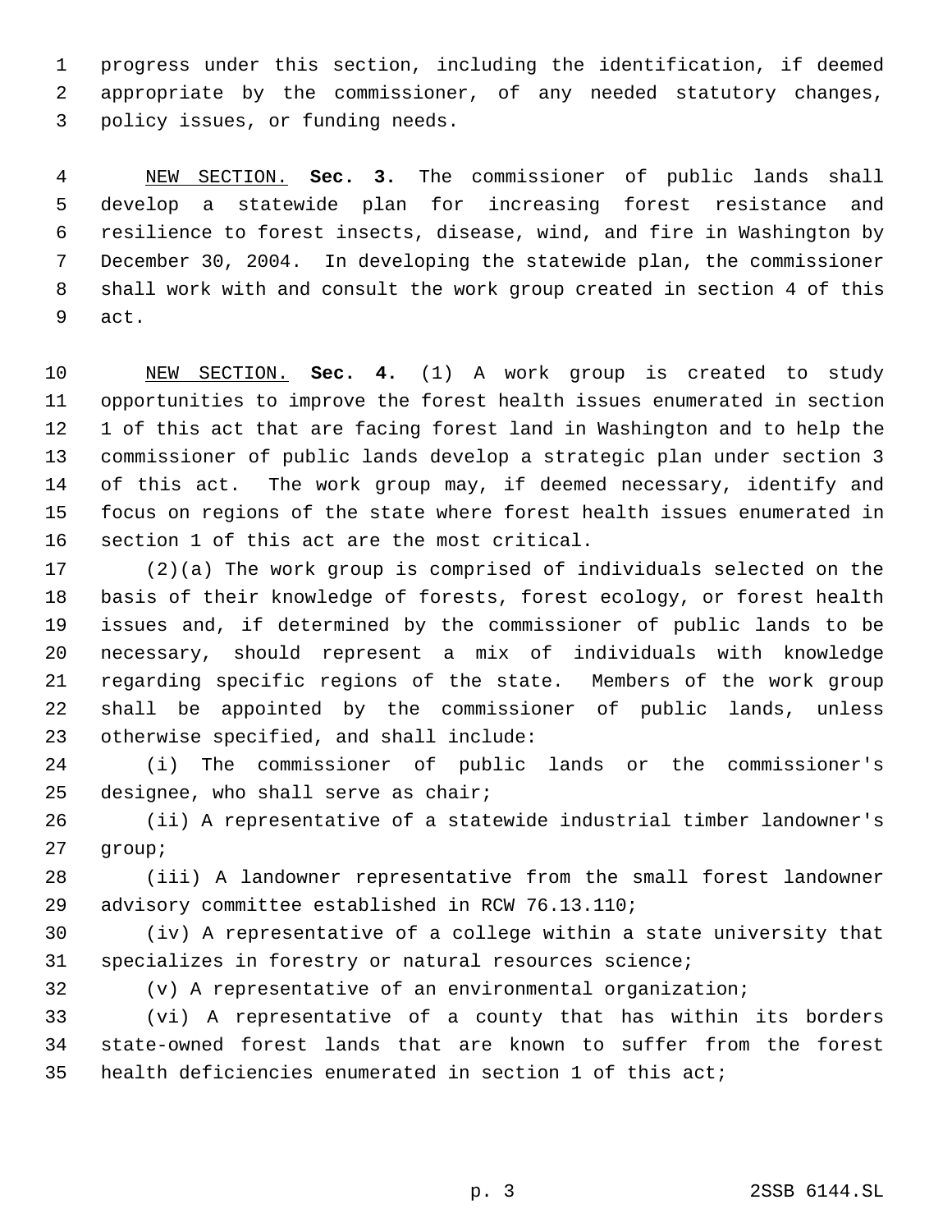progress under this section, including the identification, if deemed appropriate by the commissioner, of any needed statutory changes, policy issues, or funding needs.

NEW SECTION. **Sec. 3.** The commissioner of public lands shall develop a statewide plan for increasing forest resistance and resilience to forest insects, disease, wind, and fire in Washington by December 30, 2004. In developing the statewide plan, the commissioner shall work with and consult the work group created in section 4 of this act.

NEW SECTION. **Sec. 4.** (1) A work group is created to study opportunities to improve the forest health issues enumerated in section 1 of this act that are facing forest land in Washington and to help the commissioner of public lands develop a strategic plan under section 3 of this act. The work group may, if deemed necessary, identify and focus on regions of the state where forest health issues enumerated in section 1 of this act are the most critical.

(2)(a) The work group is comprised of individuals selected on the basis of their knowledge of forests, forest ecology, or forest health issues and, if determined by the commissioner of public lands to be necessary, should represent a mix of individuals with knowledge regarding specific regions of the state. Members of the work group shall be appointed by the commissioner of public lands, unless otherwise specified, and shall include:

(i) The commissioner of public lands or the commissioner's designee, who shall serve as chair;

(ii) A representative of a statewide industrial timber landowner's group;

(iii) A landowner representative from the small forest landowner advisory committee established in RCW 76.13.110;

(iv) A representative of a college within a state university that specializes in forestry or natural resources science;

(v) A representative of an environmental organization;

(vi) A representative of a county that has within its borders state-owned forest lands that are known to suffer from the forest health deficiencies enumerated in section 1 of this act;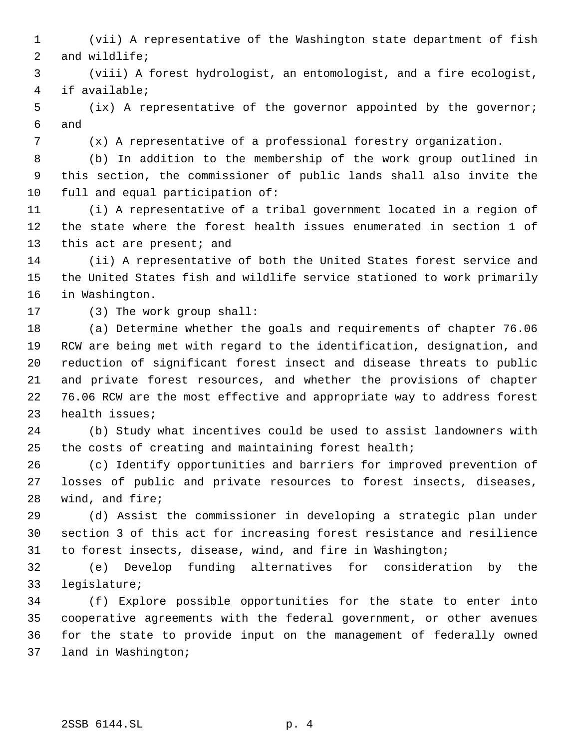(vii) A representative of the Washington state department of fish and wildlife;

(viii) A forest hydrologist, an entomologist, and a fire ecologist, if available;

(ix) A representative of the governor appointed by the governor; and

(x) A representative of a professional forestry organization.

(b) In addition to the membership of the work group outlined in this section, the commissioner of public lands shall also invite the full and equal participation of:

(i) A representative of a tribal government located in a region of the state where the forest health issues enumerated in section 1 of this act are present; and

(ii) A representative of both the United States forest service and the United States fish and wildlife service stationed to work primarily in Washington.

(3) The work group shall:

(a) Determine whether the goals and requirements of chapter 76.06 RCW are being met with regard to the identification, designation, and reduction of significant forest insect and disease threats to public and private forest resources, and whether the provisions of chapter 76.06 RCW are the most effective and appropriate way to address forest health issues;

(b) Study what incentives could be used to assist landowners with the costs of creating and maintaining forest health;

(c) Identify opportunities and barriers for improved prevention of losses of public and private resources to forest insects, diseases, wind, and fire;

(d) Assist the commissioner in developing a strategic plan under section 3 of this act for increasing forest resistance and resilience to forest insects, disease, wind, and fire in Washington;

(e) Develop funding alternatives for consideration by the legislature;

(f) Explore possible opportunities for the state to enter into cooperative agreements with the federal government, or other avenues for the state to provide input on the management of federally owned land in Washington;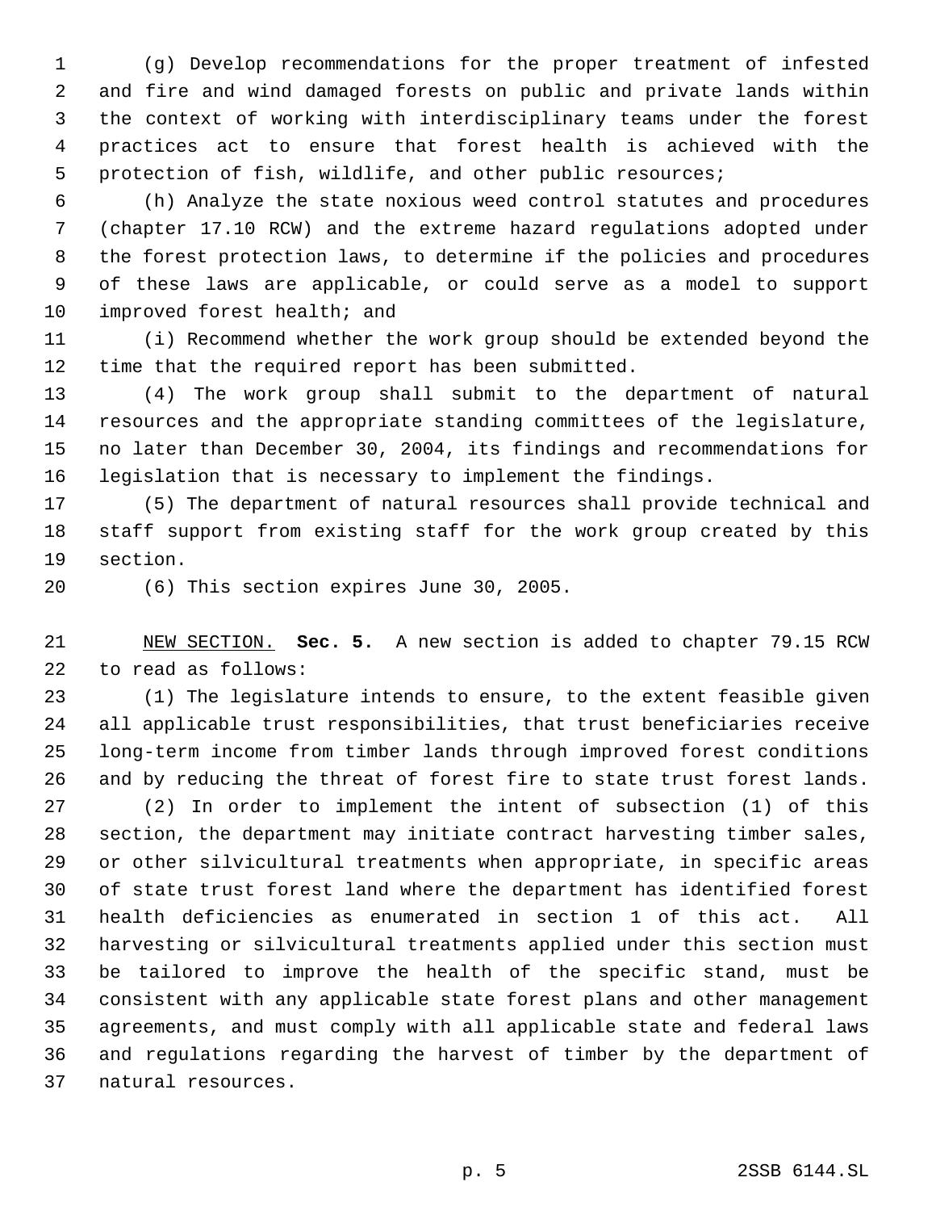(g) Develop recommendations for the proper treatment of infested and fire and wind damaged forests on public and private lands within the context of working with interdisciplinary teams under the forest practices act to ensure that forest health is achieved with the protection of fish, wildlife, and other public resources;

(h) Analyze the state noxious weed control statutes and procedures (chapter 17.10 RCW) and the extreme hazard regulations adopted under the forest protection laws, to determine if the policies and procedures of these laws are applicable, or could serve as a model to support improved forest health; and

(i) Recommend whether the work group should be extended beyond the time that the required report has been submitted.

(4) The work group shall submit to the department of natural resources and the appropriate standing committees of the legislature, no later than December 30, 2004, its findings and recommendations for legislation that is necessary to implement the findings.

(5) The department of natural resources shall provide technical and staff support from existing staff for the work group created by this section.

(6) This section expires June 30, 2005.

NEW SECTION. **Sec. 5.** A new section is added to chapter 79.15 RCW to read as follows:

(1) The legislature intends to ensure, to the extent feasible given all applicable trust responsibilities, that trust beneficiaries receive long-term income from timber lands through improved forest conditions and by reducing the threat of forest fire to state trust forest lands.

(2) In order to implement the intent of subsection (1) of this section, the department may initiate contract harvesting timber sales, or other silvicultural treatments when appropriate, in specific areas of state trust forest land where the department has identified forest health deficiencies as enumerated in section 1 of this act. All harvesting or silvicultural treatments applied under this section must be tailored to improve the health of the specific stand, must be consistent with any applicable state forest plans and other management agreements, and must comply with all applicable state and federal laws and regulations regarding the harvest of timber by the department of natural resources.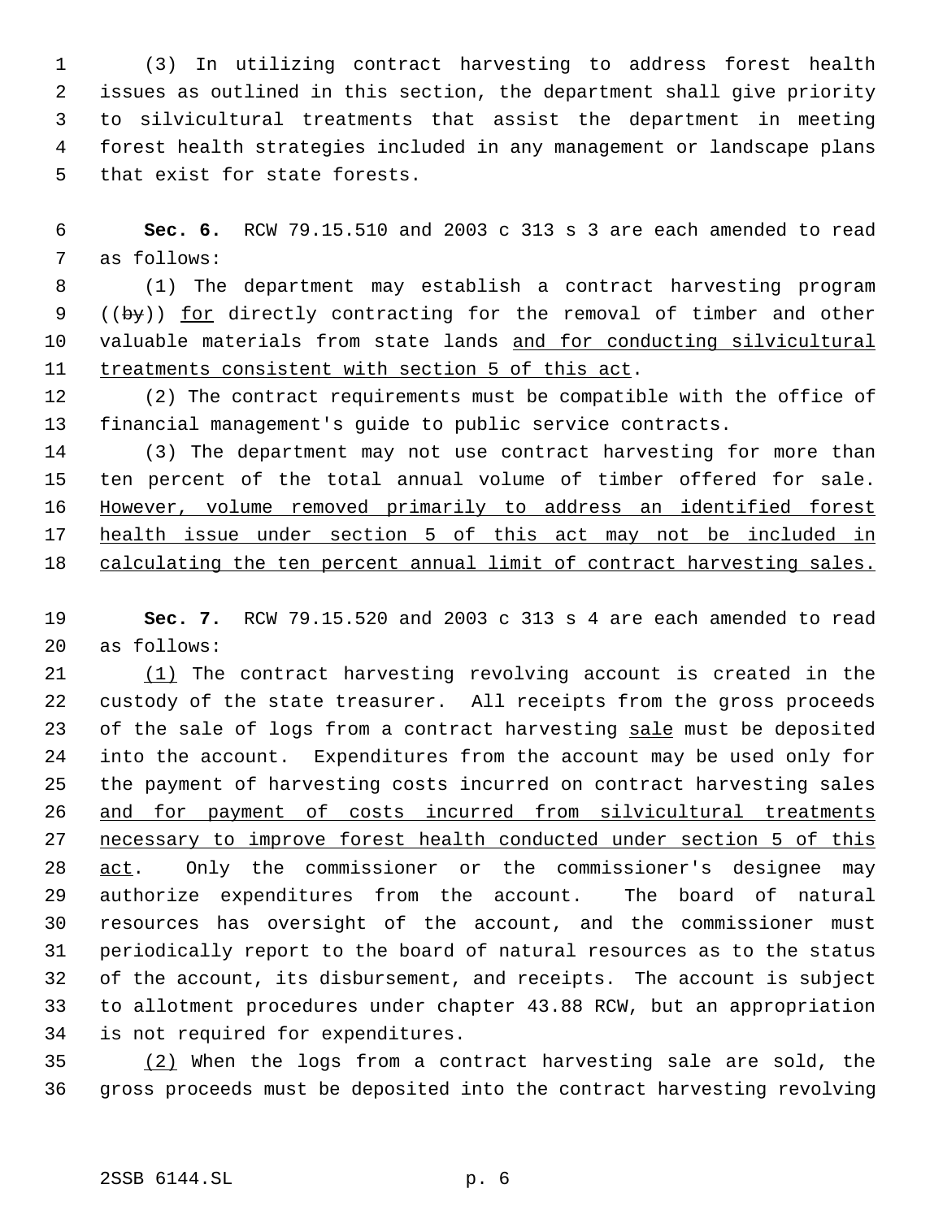(3) In utilizing contract harvesting to address forest health issues as outlined in this section, the department shall give priority to silvicultural treatments that assist the department in meeting forest health strategies included in any management or landscape plans that exist for state forests.

**Sec. 6.** RCW 79.15.510 and 2003 c 313 s 3 are each amended to read as follows:

(1) The department may establish a contract harvesting program ((~~by~~)) for directly contracting for the removal of timber and other valuable materials from state lands and for conducting silvicultural treatments consistent with section 5 of this act.

(2) The contract requirements must be compatible with the office of financial management's guide to public service contracts.

(3) The department may not use contract harvesting for more than ten percent of the total annual volume of timber offered for sale. However, volume removed primarily to address an identified forest health issue under section 5 of this act may not be included in calculating the ten percent annual limit of contract harvesting sales.

**Sec. 7.** RCW 79.15.520 and 2003 c 313 s 4 are each amended to read as follows:

(1) The contract harvesting revolving account is created in the custody of the state treasurer. All receipts from the gross proceeds of the sale of logs from a contract harvesting sale must be deposited into the account. Expenditures from the account may be used only for the payment of harvesting costs incurred on contract harvesting sales and for payment of costs incurred from silvicultural treatments necessary to improve forest health conducted under section 5 of this act. Only the commissioner or the commissioner's designee may authorize expenditures from the account. The board of natural resources has oversight of the account, and the commissioner must periodically report to the board of natural resources as to the status of the account, its disbursement, and receipts. The account is subject to allotment procedures under chapter 43.88 RCW, but an appropriation is not required for expenditures.

(2) When the logs from a contract harvesting sale are sold, the gross proceeds must be deposited into the contract harvesting revolving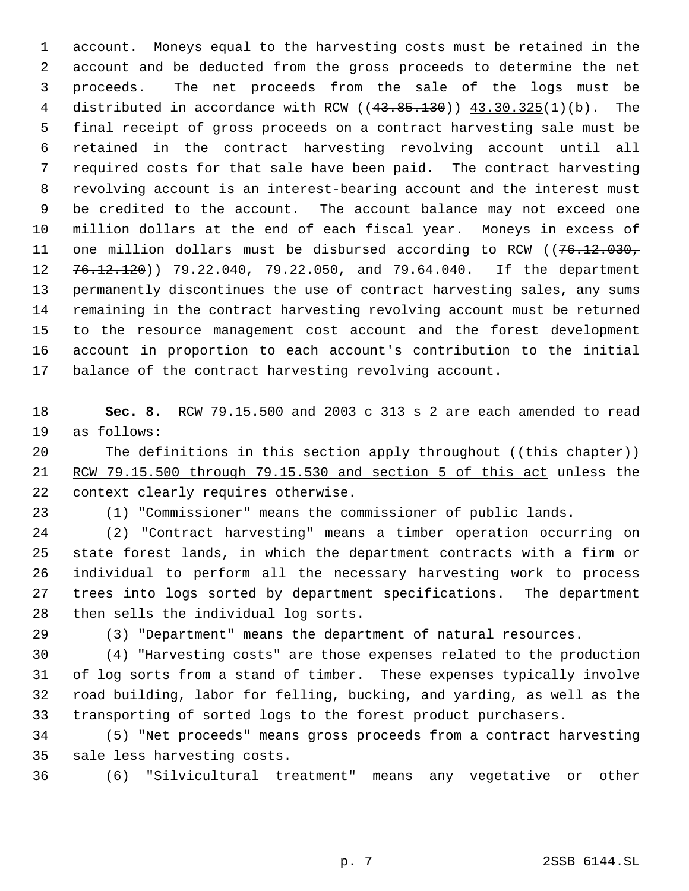account. Moneys equal to the harvesting costs must be retained in the account and be deducted from the gross proceeds to determine the net proceeds. The net proceeds from the sale of the logs must be distributed in accordance with RCW ((~~43.85.130~~)) <u>43.30.325</u>(1)(b). The final receipt of gross proceeds on a contract harvesting sale must be retained in the contract harvesting revolving account until all required costs for that sale have been paid. The contract harvesting revolving account is an interest-bearing account and the interest must be credited to the account. The account balance may not exceed one million dollars at the end of each fiscal year. Moneys in excess of one million dollars must be disbursed according to RCW ((~~76.12.030, 76.12.120~~)) <u>79.22.040, 79.22.050</u>, and 79.64.040. If the department permanently discontinues the use of contract harvesting sales, any sums remaining in the contract harvesting revolving account must be returned to the resource management cost account and the forest development account in proportion to each account's contribution to the initial balance of the contract harvesting revolving account.

**Sec. 8.** RCW 79.15.500 and 2003 c 313 s 2 are each amended to read as follows:

The definitions in this section apply throughout ((~~this chapter~~)) <u>RCW 79.15.500 through 79.15.530 and section 5 of this act</u> unless the context clearly requires otherwise.

(1) "Commissioner" means the commissioner of public lands.

(2) "Contract harvesting" means a timber operation occurring on state forest lands, in which the department contracts with a firm or individual to perform all the necessary harvesting work to process trees into logs sorted by department specifications. The department then sells the individual log sorts.

(3) "Department" means the department of natural resources.

(4) "Harvesting costs" are those expenses related to the production of log sorts from a stand of timber. These expenses typically involve road building, labor for felling, bucking, and yarding, as well as the transporting of sorted logs to the forest product purchasers.

(5) "Net proceeds" means gross proceeds from a contract harvesting sale less harvesting costs.

<u>(6) "Silvicultural treatment" means any vegetative or other</u>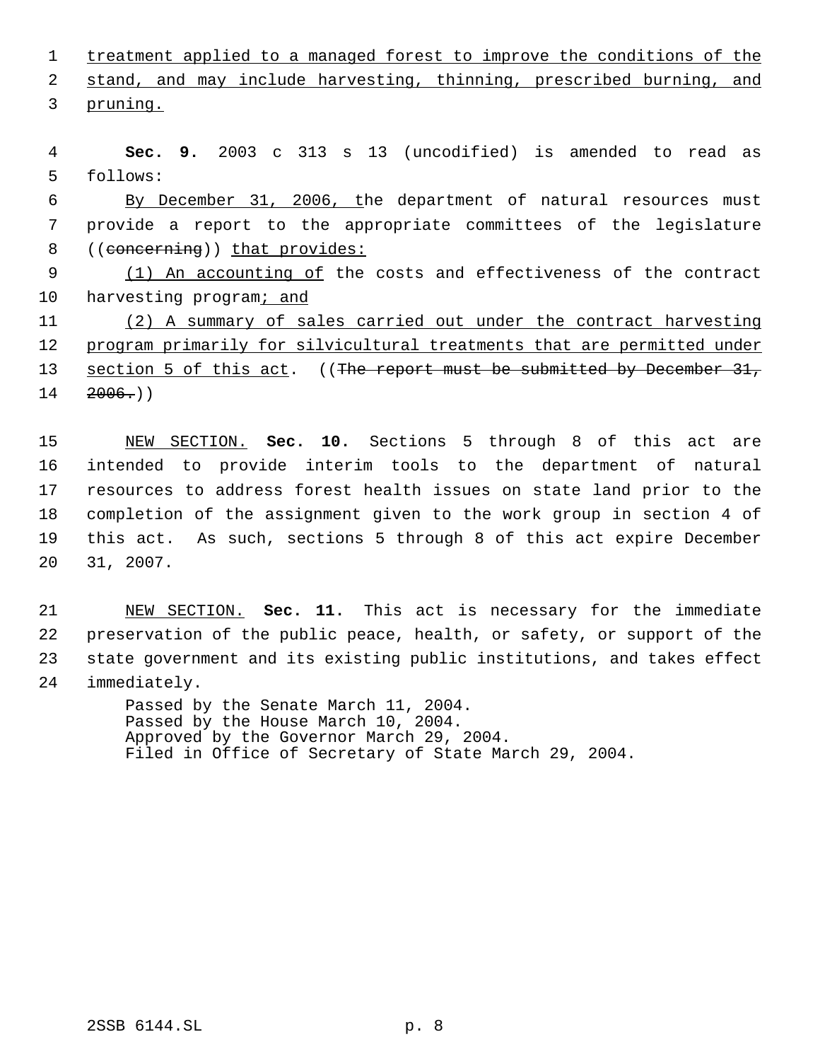treatment applied to a managed forest to improve the conditions of the stand, and may include harvesting, thinning, prescribed burning, and pruning.

**Sec. 9.** 2003 c 313 s 13 (uncodified) is amended to read as follows:

By December 31, 2006, the department of natural resources must provide a report to the appropriate committees of the legislature ((~~concerning~~)) that provides:

(1) An accounting of the costs and effectiveness of the contract harvesting program; and

(2) A summary of sales carried out under the contract harvesting program primarily for silvicultural treatments that are permitted under section 5 of this act. ((~~The report must be submitted by December 31, 2006.~~))

NEW SECTION. **Sec. 10.** Sections 5 through 8 of this act are intended to provide interim tools to the department of natural resources to address forest health issues on state land prior to the completion of the assignment given to the work group in section 4 of this act. As such, sections 5 through 8 of this act expire December 31, 2007.

NEW SECTION. **Sec. 11.** This act is necessary for the immediate preservation of the public peace, health, or safety, or support of the state government and its existing public institutions, and takes effect immediately.

Passed by the Senate March 11, 2004.
Passed by the House March 10, 2004.
Approved by the Governor March 29, 2004.
Filed in Office of Secretary of State March 29, 2004.